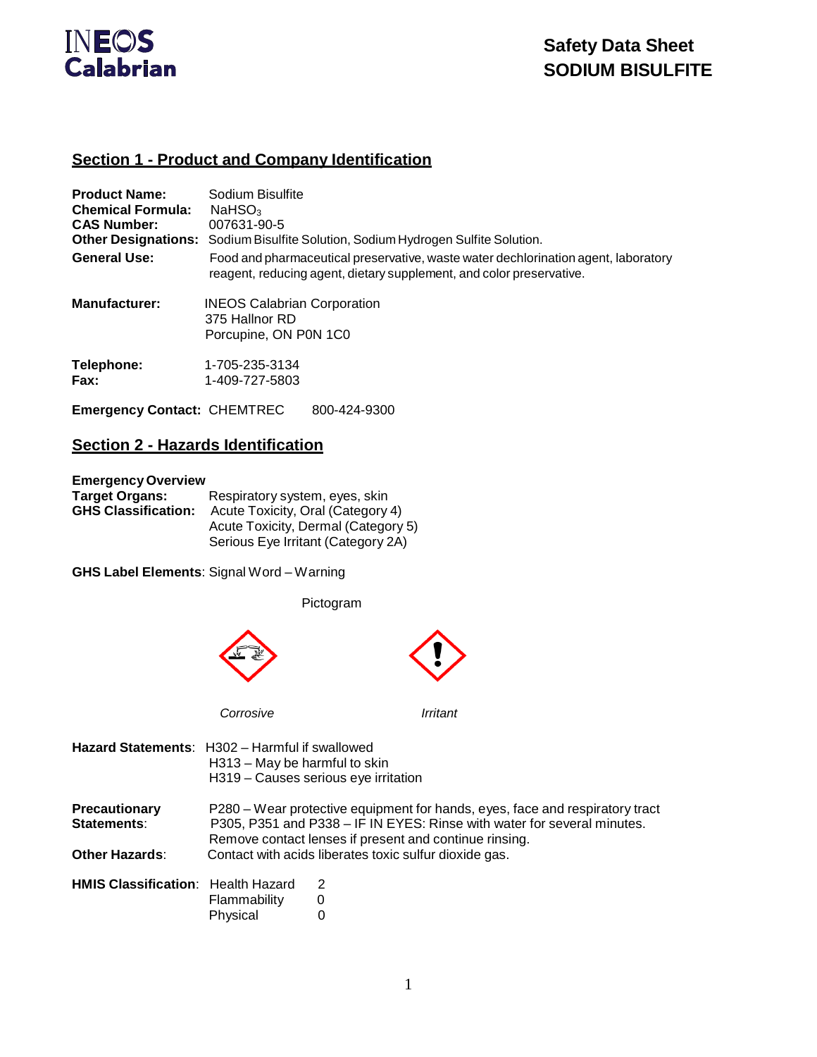# Safety Data Sheet
# SODIUM BISULFITE

## Section 1 - Product and Company Identification

**Product Name:** Sodium Bisulfite
**Chemical Formula:** $NaHSO_3$
**CAS Number:** 007631-90-5
**Other Designations:** Sodium Bisulfite Solution, Sodium Hydrogen Sulfite Solution.
**General Use:** Food and pharmaceutical preservative, waste water dechlorination agent, laboratory reagent, reducing agent, dietary supplement, and color preservative.

**Manufacturer:** INEOS Calabrian Corporation
375 Hallnor RD
Porcupine, ON P0N 1C0

**Telephone:** 1-705-235-3134
**Fax:** 1-409-727-5803

**Emergency Contact:** CHEMTREC 800-424-9300

## Section 2 - Hazards Identification

**Emergency Overview**
**Target Organs:** Respiratory system, eyes, skin
**GHS Classification:** Acute Toxicity, Oral (Category 4)
Acute Toxicity, Dermal (Category 5)
Serious Eye Irritant (Category 2A)

**GHS Label Elements**: Signal Word – Warning

Pictogram

*Corrosive* *Irritant*

**Hazard Statements**: H302 – Harmful if swallowed
H313 – May be harmful to skin
H319 – Causes serious eye irritation

**Precautionary Statements**: P280 – Wear protective equipment for hands, eyes, face and respiratory tract
P305, P351 and P338 – IF IN EYES: Rinse with water for several minutes. Remove contact lenses if present and continue rinsing.

**Other Hazards**: Contact with acids liberates toxic sulfur dioxide gas.

**HMIS Classification**:

| | |
|---|---|
| Health Hazard | 2 |
| Flammability | 0 |
| Physical | 0 |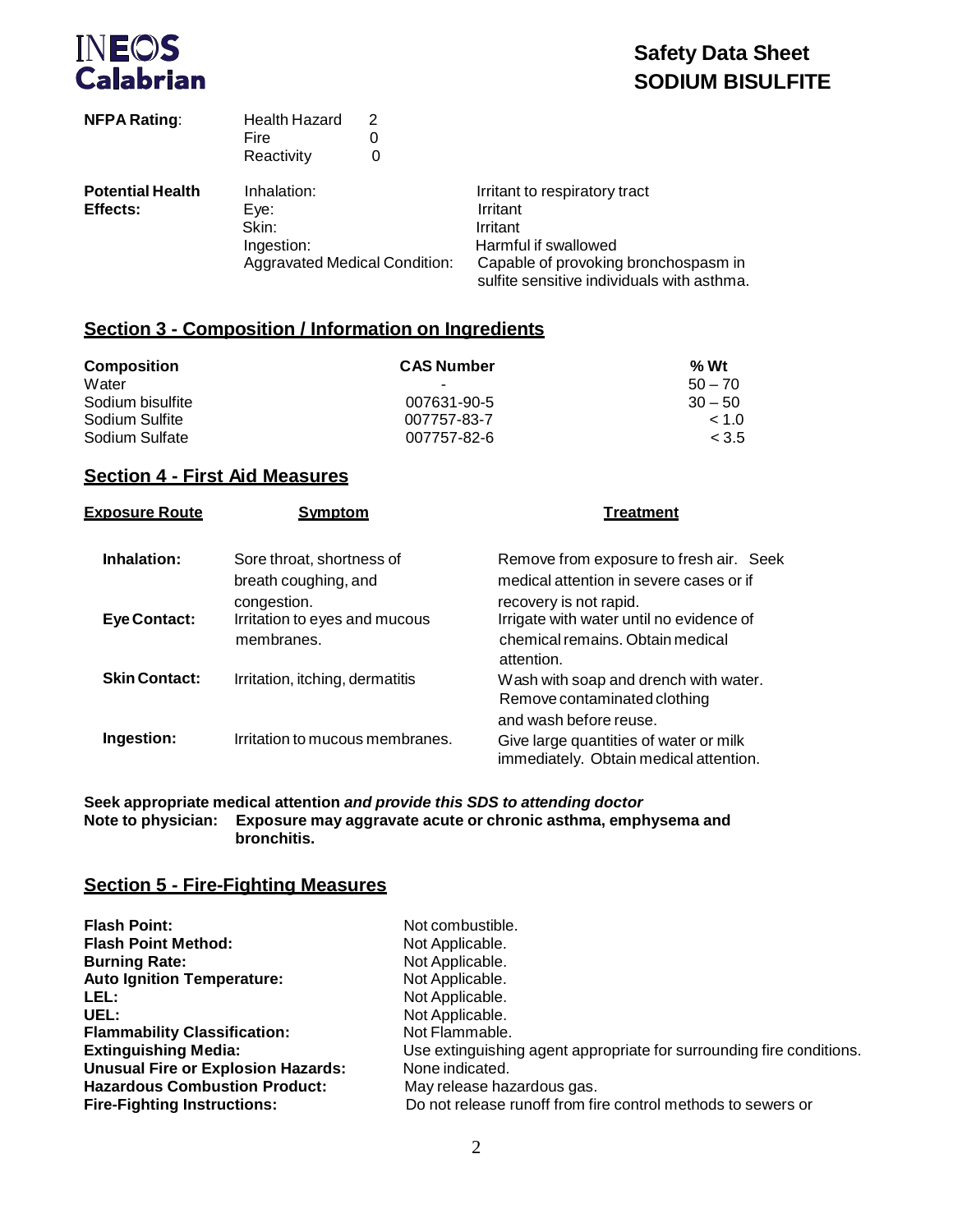**NFPA Rating**:

| | |
|---|---|
| Health Hazard | 2 |
| Fire | 0 |
| Reactivity | 0 |

**Potential Health Effects:**

| | |
|---|---|
| Inhalation: | Irritant to respiratory tract |
| Eye: | Irritant |
| Skin: | Irritant |
| Ingestion: | Harmful if swallowed |
| Aggravated Medical Condition: | Capable of provoking bronchospasm in sulfite sensitive individuals with asthma. |

## Section 3 - Composition / Information on Ingredients

| Composition | CAS Number | % Wt |
|---|---|---|
| Water | - | 50 – 70 |
| Sodium bisulfite | 007631-90-5 | 30 – 50 |
| Sodium Sulfite | 007757-83-7 | < 1.0 |
| Sodium Sulfate | 007757-82-6 | < 3.5 |

## Section 4 - First Aid Measures

| Exposure Route | Symptom | Treatment |
|---|---|---|
| **Inhalation:** | Sore throat, shortness of breath coughing, and congestion. | Remove from exposure to fresh air. Seek medical attention in severe cases or if recovery is not rapid. |
| **Eye Contact:** | Irritation to eyes and mucous membranes. | Irrigate with water until no evidence of chemical remains. Obtain medical attention. |
| **Skin Contact:** | Irritation, itching, dermatitis | Wash with soap and drench with water. Remove contaminated clothing and wash before reuse. |
| **Ingestion:** | Irritation to mucous membranes. | Give large quantities of water or milk immediately. Obtain medical attention. |

**Seek appropriate medical attention *and provide this SDS to attending doctor***

**Note to physician: Exposure may aggravate acute or chronic asthma, emphysema and bronchitis.**

## Section 5 - Fire-Fighting Measures

| | |
|---|---|
| **Flash Point:** | Not combustible. |
| **Flash Point Method:** | Not Applicable. |
| **Burning Rate:** | Not Applicable. |
| **Auto Ignition Temperature:** | Not Applicable. |
| **LEL:** | Not Applicable. |
| **UEL:** | Not Applicable. |
| **Flammability Classification:** | Not Flammable. |
| **Extinguishing Media:** | Use extinguishing agent appropriate for surrounding fire conditions. |
| **Unusual Fire or Explosion Hazards:** | None indicated. |
| **Hazardous Combustion Product:** | May release hazardous gas. |
| **Fire-Fighting Instructions:** | Do not release runoff from fire control methods to sewers or |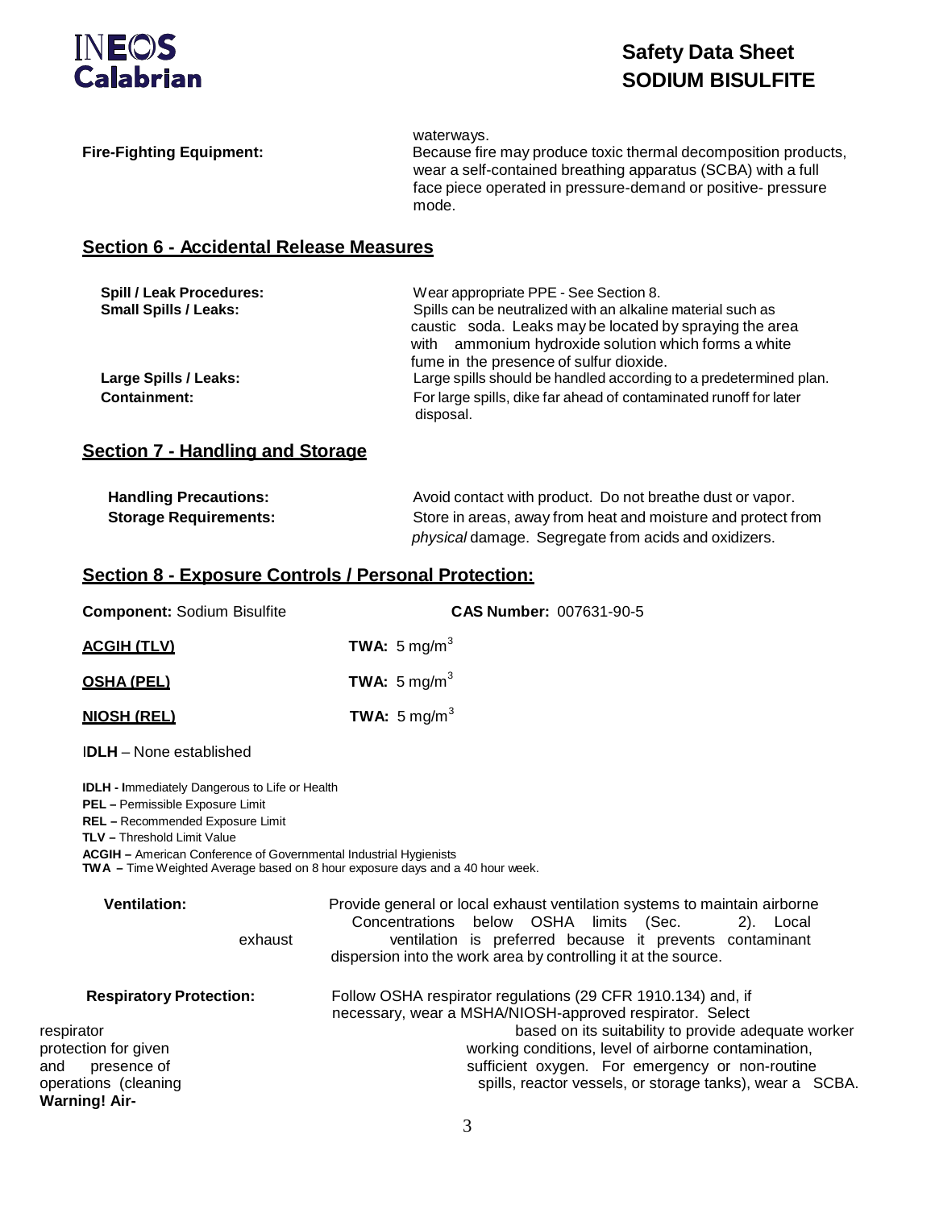waterways.

**Fire-Fighting Equipment:** Because fire may produce toxic thermal decomposition products, wear a self-contained breathing apparatus (SCBA) with a full face piece operated in pressure-demand or positive- pressure mode.

## Section 6 - Accidental Release Measures

**Spill / Leak Procedures:** Wear appropriate PPE - See Section 8.

**Small Spills / Leaks:** Spills can be neutralized with an alkaline material such as caustic soda. Leaks may be located by spraying the area with ammonium hydroxide solution which forms a white fume in the presence of sulfur dioxide.

**Large Spills / Leaks:** Large spills should be handled according to a predetermined plan.

**Containment:** For large spills, dike far ahead of contaminated runoff for later disposal.

## Section 7 - Handling and Storage

**Handling Precautions:** Avoid contact with product. Do not breathe dust or vapor.

**Storage Requirements:** Store in areas, away from heat and moisture and protect from *physical* damage. Segregate from acids and oxidizers.

## Section 8 - Exposure Controls / Personal Protection:

**Component:** Sodium Bisulfite **CAS Number:** 007631-90-5

**ACGIH (TLV)** **TWA:** 5 mg/m$^3$

**OSHA (PEL)** **TWA:** 5 mg/m$^3$

**NIOSH (REL)** **TWA:** 5 mg/m$^3$

I**DLH** – None established

**IDLH - I**mmediately Dangerous to Life or Health
**PEL –** Permissible Exposure Limit
**REL –** Recommended Exposure Limit
**TLV –** Threshold Limit Value
**ACGIH –** American Conference of Governmental Industrial Hygienists
**TWA –** Time Weighted Average based on 8 hour exposure days and a 40 hour week.

**Ventilation:** Provide general or local exhaust ventilation systems to maintain airborne Concentrations below OSHA limits (Sec. 2). Local exhaust ventilation is preferred because it prevents contaminant dispersion into the work area by controlling it at the source.

**Respiratory Protection:** Follow OSHA respirator regulations (29 CFR 1910.134) and, if necessary, wear a MSHA/NIOSH-approved respirator. Select respirator based on its suitability to provide adequate worker protection for given working conditions, level of airborne contamination, and presence of sufficient oxygen. For emergency or non-routine operations (cleaning spills, reactor vessels, or storage tanks), wear a SCBA. **Warning! Air-**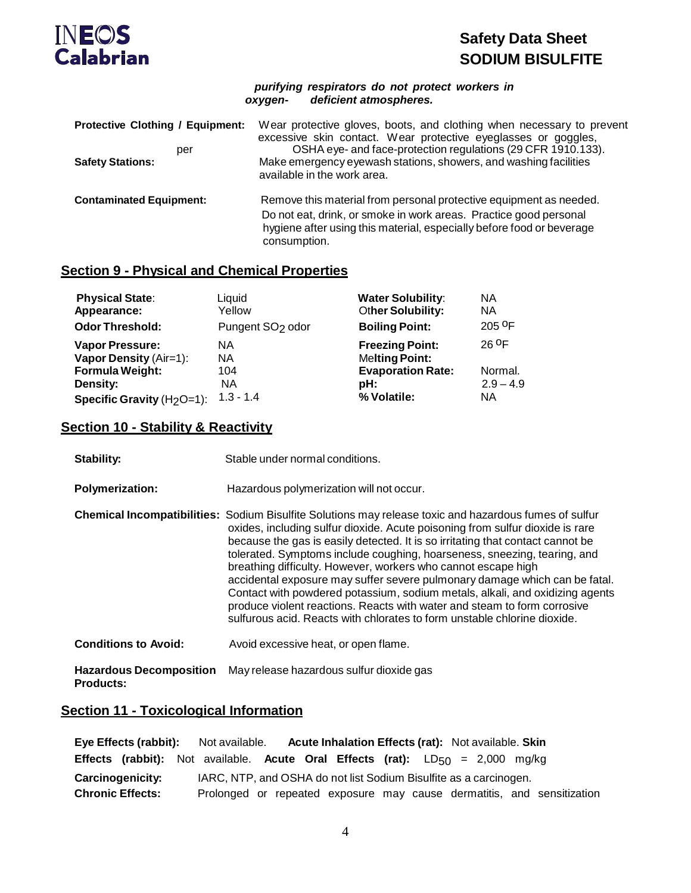***purifying respirators do not protect workers in oxygen- deficient atmospheres.***

| | |
|---|---|
| **Protective Clothing / Equipment:** | Wear protective gloves, boots, and clothing when necessary to prevent excessive skin contact. Wear protective eyeglasses or goggles, per OSHA eye- and face-protection regulations (29 CFR 1910.133). |
| **Safety Stations:** | Make emergency eyewash stations, showers, and washing facilities available in the work area. |
| **Contaminated Equipment:** | Remove this material from personal protective equipment as needed. Do not eat, drink, or smoke in work areas. Practice good personal hygiene after using this material, especially before food or beverage consumption. |

## Section 9 - Physical and Chemical Properties

| | | | |
|---|---|---|---|
| **Physical State**: | Liquid | **Water Solubility**: | NA |
| **Appearance:** | Yellow | **Other Solubility:** | NA |
| **Odor Threshold:** | Pungent $SO_2$ odor | **Boiling Point:** | 205 $^oF$ |
| **Vapor Pressure:** | NA | **Freezing Point:** | 26 $^oF$ |
| **Vapor Density** (Air=1): | NA | **Melting Point:** | |
| **Formula Weight:** | 104 | **Evaporation Rate:** | Normal. |
| **Density:** | NA | **pH:** | 2.9 – 4.9 |
| **Specific Gravity** ($H_2O$=1): | 1.3 - 1.4 | **% Volatile:** | NA |

## Section 10 - Stability & Reactivity

**Stability:** Stable under normal conditions.

**Polymerization:** Hazardous polymerization will not occur.

**Chemical Incompatibilities:** Sodium Bisulfite Solutions may release toxic and hazardous fumes of sulfur oxides, including sulfur dioxide. Acute poisoning from sulfur dioxide is rare because the gas is easily detected. It is so irritating that contact cannot be tolerated. Symptoms include coughing, hoarseness, sneezing, tearing, and breathing difficulty. However, workers who cannot escape high accidental exposure may suffer severe pulmonary damage which can be fatal. Contact with powdered potassium, sodium metals, alkali, and oxidizing agents produce violent reactions. Reacts with water and steam to form corrosive sulfurous acid. Reacts with chlorates to form unstable chlorine dioxide.

**Conditions to Avoid:** Avoid excessive heat, or open flame.

**Hazardous Decomposition Products:** May release hazardous sulfur dioxide gas

## Section 11 - Toxicological Information

**Eye Effects (rabbit):** Not available. **Acute Inhalation Effects (rat):** Not available. **Skin Effects (rabbit):** Not available. **Acute Oral Effects (rat):** $LD_{50}$ = 2,000 mg/kg

**Carcinogenicity:** IARC, NTP, and OSHA do not list Sodium Bisulfite as a carcinogen.

**Chronic Effects:** Prolonged or repeated exposure may cause dermatitis, and sensitization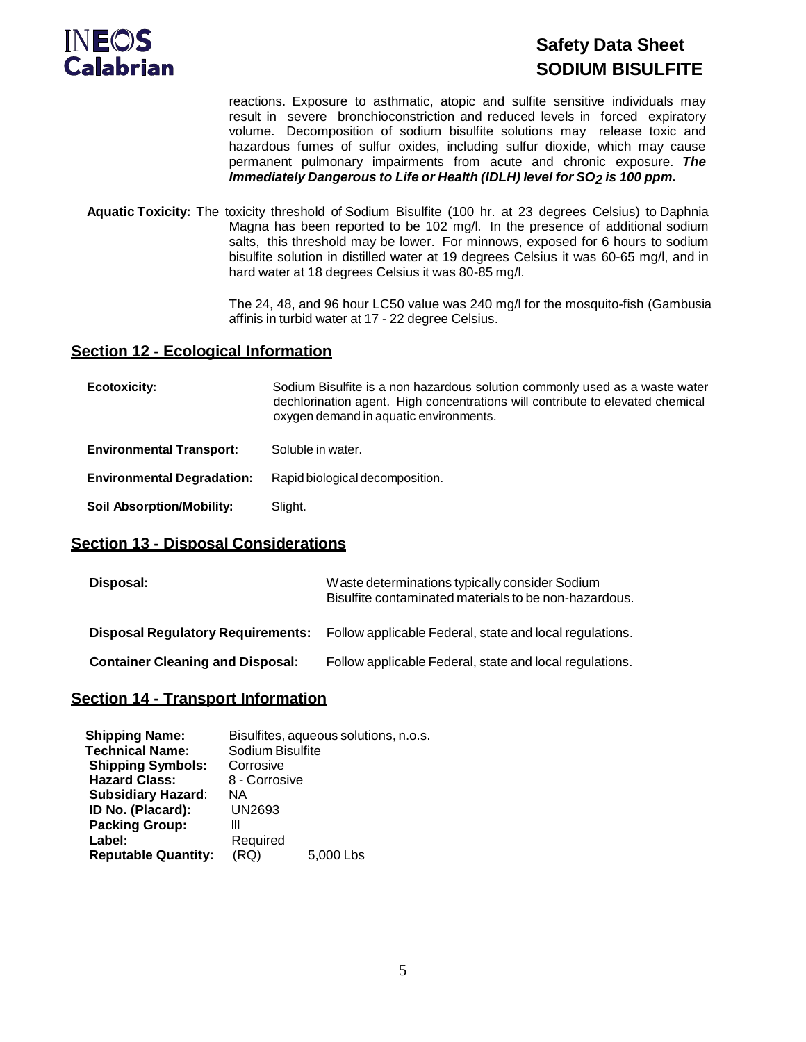reactions. Exposure to asthmatic, atopic and sulfite sensitive individuals may result in severe bronchioconstriction and reduced levels in forced expiratory volume. Decomposition of sodium bisulfite solutions may release toxic and hazardous fumes of sulfur oxides, including sulfur dioxide, which may cause permanent pulmonary impairments from acute and chronic exposure. ***The Immediately Dangerous to Life or Health (IDLH) level for $SO_2$ is 100 ppm.***

**Aquatic Toxicity:** The toxicity threshold of Sodium Bisulfite (100 hr. at 23 degrees Celsius) to Daphnia Magna has been reported to be 102 mg/l. In the presence of additional sodium salts, this threshold may be lower. For minnows, exposed for 6 hours to sodium bisulfite solution in distilled water at 19 degrees Celsius it was 60-65 mg/l, and in hard water at 18 degrees Celsius it was 80-85 mg/l.

The 24, 48, and 96 hour LC50 value was 240 mg/l for the mosquito-fish (Gambusia affinis in turbid water at 17 - 22 degree Celsius.

## Section 12 - Ecological Information

**Ecotoxicity:** Sodium Bisulfite is a non hazardous solution commonly used as a waste water dechlorination agent. High concentrations will contribute to elevated chemical oxygen demand in aquatic environments.

**Environmental Transport:** Soluble in water.

**Environmental Degradation:** Rapid biological decomposition.

**Soil Absorption/Mobility:** Slight.

## Section 13 - Disposal Considerations

**Disposal:** Waste determinations typically consider Sodium Bisulfite contaminated materials to be non-hazardous.

**Disposal Regulatory Requirements:** Follow applicable Federal, state and local regulations.

**Container Cleaning and Disposal:** Follow applicable Federal, state and local regulations.

## Section 14 - Transport Information

**Shipping Name:** Bisulfites, aqueous solutions, n.o.s.
**Technical Name:** Sodium Bisulfite
**Shipping Symbols:** Corrosive
**Hazard Class:** 8 - Corrosive
**Subsidiary Hazard:** NA
**ID No. (Placard):** UN2693
**Packing Group:** III
**Label:** Required
**Reputable Quantity:** (RQ) 5,000 Lbs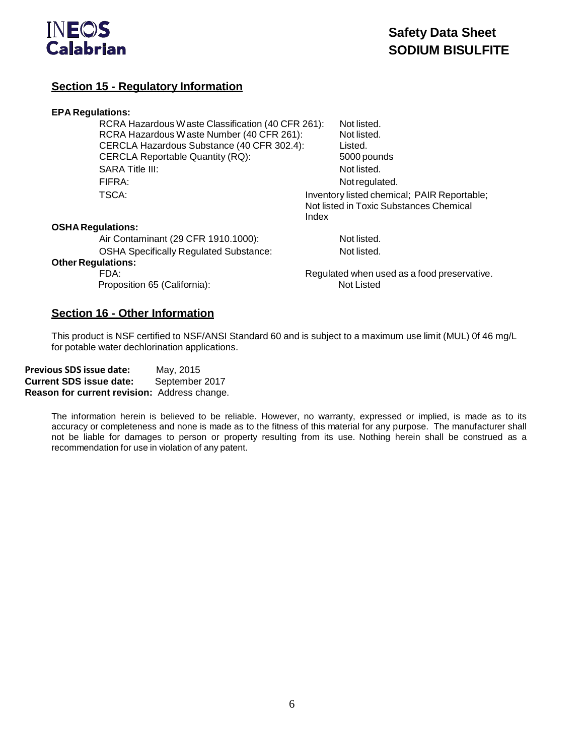## Section 15 - Regulatory Information

**EPA Regulations:**

| | |
|---|---|
| RCRA Hazardous Waste Classification (40 CFR 261): | Not listed. |
| RCRA Hazardous Waste Number (40 CFR 261): | Not listed. |
| CERCLA Hazardous Substance (40 CFR 302.4): | Listed. |
| CERCLA Reportable Quantity (RQ): | 5000 pounds |
| SARA Title III: | Not listed. |
| FIFRA: | Not regulated. |
| TSCA: | Inventory listed chemical; PAIR Reportable; Not listed in Toxic Substances Chemical Index |

**OSHA Regulations:**

| | |
|---|---|
| Air Contaminant (29 CFR 1910.1000): | Not listed. |
| OSHA Specifically Regulated Substance: | Not listed. |

**Other Regulations:**

| | |
|---|---|
| FDA: | Regulated when used as a food preservative. |
| Proposition 65 (California): | Not Listed |

## Section 16 - Other Information

This product is NSF certified to NSF/ANSI Standard 60 and is subject to a maximum use limit (MUL) 0f 46 mg/L for potable water dechlorination applications.

**Previous SDS issue date:** May, 2015
**Current SDS issue date:** September 2017
**Reason for current revision:** Address change.

The information herein is believed to be reliable. However, no warranty, expressed or implied, is made as to its accuracy or completeness and none is made as to the fitness of this material for any purpose. The manufacturer shall not be liable for damages to person or property resulting from its use. Nothing herein shall be construed as a recommendation for use in violation of any patent.